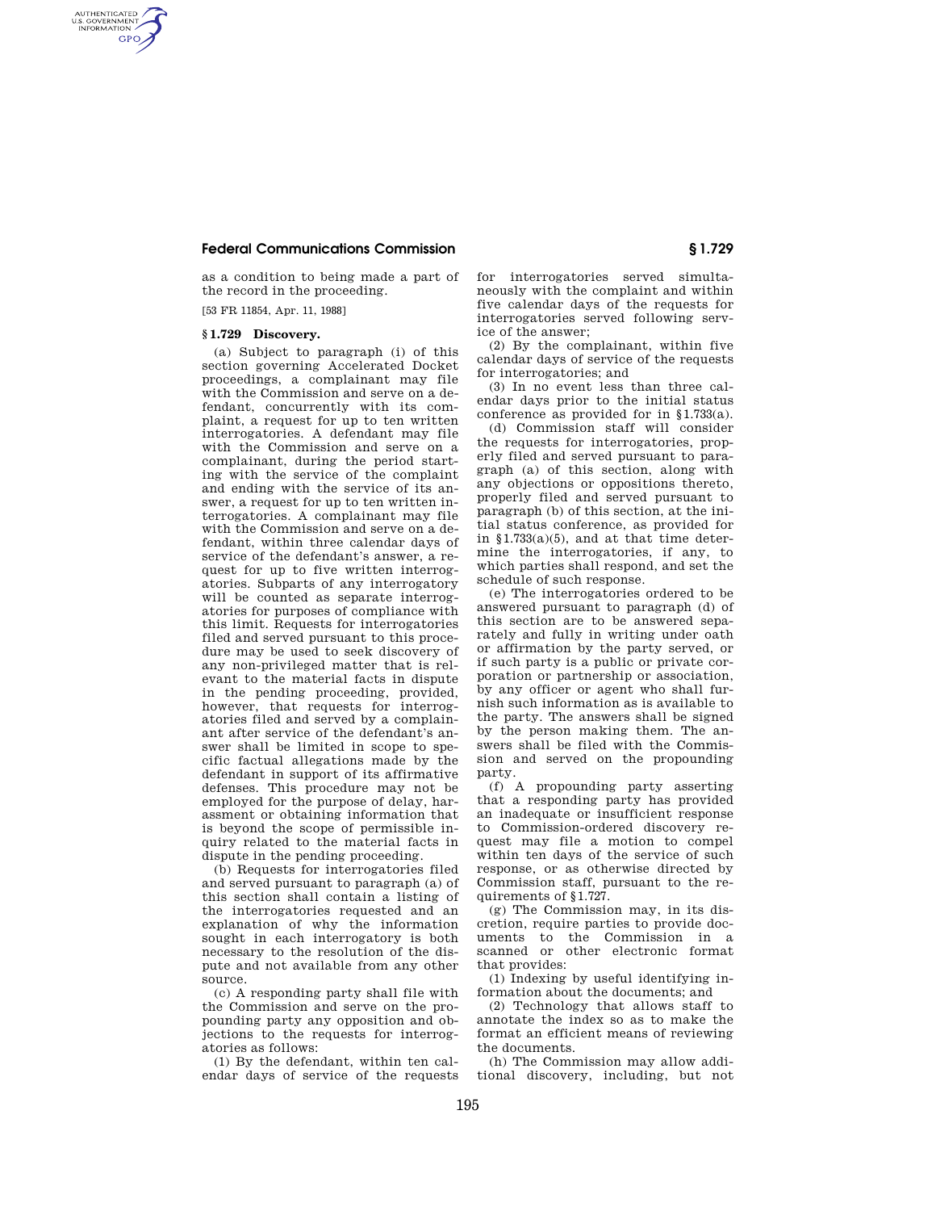as a condition to being made a part of the record in the proceeding.

[53 FR 11854, Apr. 11, 1988]

### § 1.729 Discovery.

(a) Subject to paragraph (i) of this section governing Accelerated Docket proceedings, a complainant may file with the Commission and serve on a defendant, concurrently with its complaint, a request for up to ten written interrogatories. A defendant may file with the Commission and serve on a complainant, during the period starting with the service of the complaint and ending with the service of its answer, a request for up to ten written interrogatories. A complainant may file with the Commission and serve on a defendant, within three calendar days of service of the defendant's answer, a request for up to five written interrogatories. Subparts of any interrogatory will be counted as separate interrogatories for purposes of compliance with this limit. Requests for interrogatories filed and served pursuant to this procedure may be used to seek discovery of any non-privileged matter that is relevant to the material facts in dispute in the pending proceeding, provided, however, that requests for interrogatories filed and served by a complainant after service of the defendant's answer shall be limited in scope to specific factual allegations made by the defendant in support of its affirmative defenses. This procedure may not be employed for the purpose of delay, harassment or obtaining information that is beyond the scope of permissible inquiry related to the material facts in dispute in the pending proceeding.

(b) Requests for interrogatories filed and served pursuant to paragraph (a) of this section shall contain a listing of the interrogatories requested and an explanation of why the information sought in each interrogatory is both necessary to the resolution of the dispute and not available from any other source.

(c) A responding party shall file with the Commission and serve on the propounding party any opposition and objections to the requests for interrogatories as follows:

(1) By the defendant, within ten calendar days of service of the requests for interrogatories served simultaneously with the complaint and within five calendar days of the requests for interrogatories served following service of the answer;

(2) By the complainant, within five calendar days of service of the requests for interrogatories; and

(3) In no event less than three calendar days prior to the initial status conference as provided for in §1.733(a).

(d) Commission staff will consider the requests for interrogatories, properly filed and served pursuant to paragraph (a) of this section, along with any objections or oppositions thereto, properly filed and served pursuant to paragraph (b) of this section, at the initial status conference, as provided for in §1.733(a)(5), and at that time determine the interrogatories, if any, to which parties shall respond, and set the schedule of such response.

(e) The interrogatories ordered to be answered pursuant to paragraph (d) of this section are to be answered separately and fully in writing under oath or affirmation by the party served, or if such party is a public or private corporation or partnership or association, by any officer or agent who shall furnish such information as is available to the party. The answers shall be signed by the person making them. The answers shall be filed with the Commission and served on the propounding party.

(f) A propounding party asserting that a responding party has provided an inadequate or insufficient response to Commission-ordered discovery request may file a motion to compel within ten days of the service of such response, or as otherwise directed by Commission staff, pursuant to the requirements of §1.727.

(g) The Commission may, in its discretion, require parties to provide documents to the Commission in a scanned or other electronic format that provides:

(1) Indexing by useful identifying information about the documents; and

(2) Technology that allows staff to annotate the index so as to make the format an efficient means of reviewing the documents.

(h) The Commission may allow additional discovery, including, but not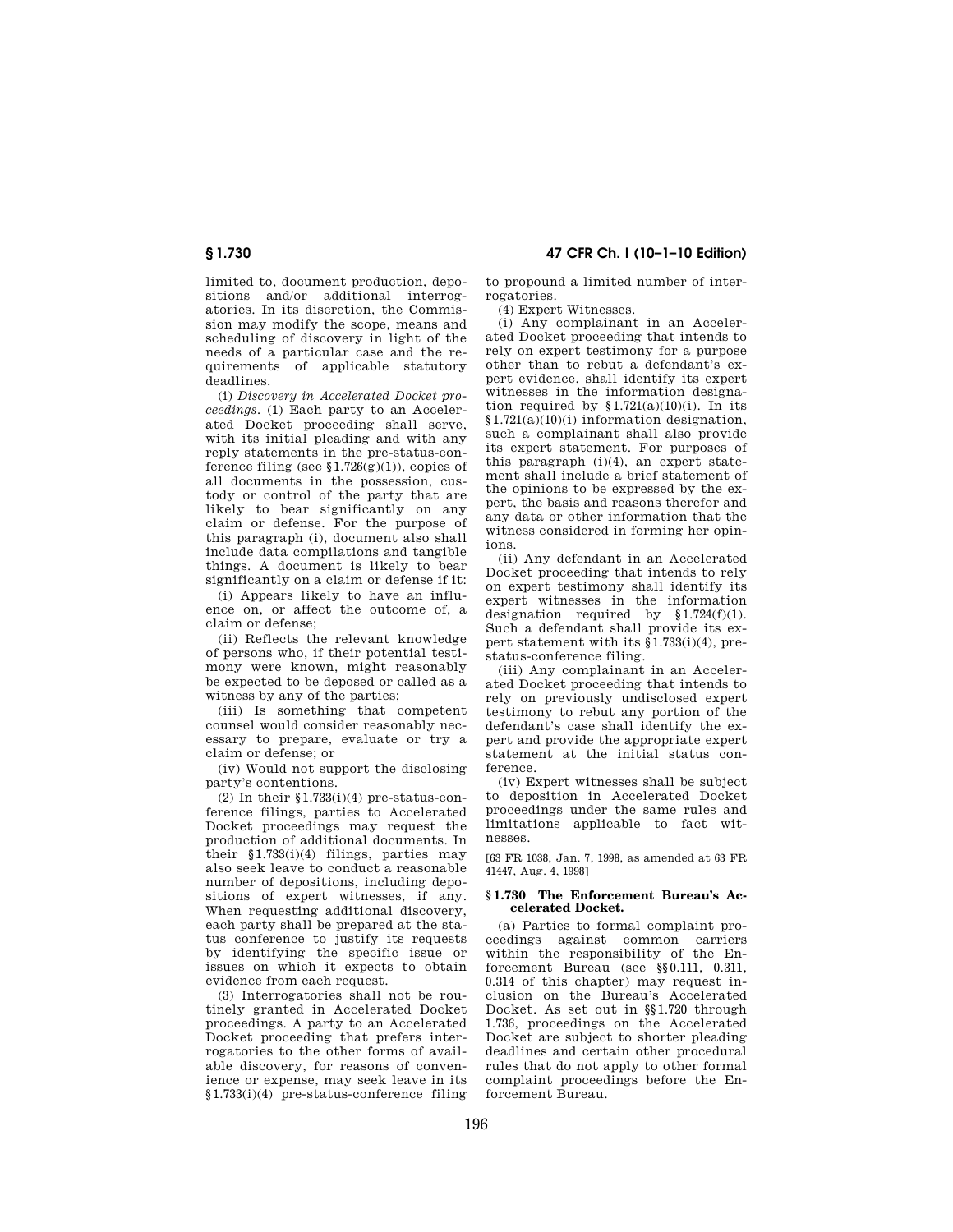limited to, document production, depositions and/or additional interrogatories. In its discretion, the Commission may modify the scope, means and scheduling of discovery in light of the needs of a particular case and the requirements of applicable statutory deadlines.

(i) *Discovery in Accelerated Docket proceedings.* (1) Each party to an Accelerated Docket proceeding shall serve, with its initial pleading and with any reply statements in the pre-status-conference filing (see §1.726(g)(1)), copies of all documents in the possession, custody or control of the party that are likely to bear significantly on any claim or defense. For the purpose of this paragraph (i), document also shall include data compilations and tangible things. A document is likely to bear significantly on a claim or defense if it:

(i) Appears likely to have an influence on, or affect the outcome of, a claim or defense;

(ii) Reflects the relevant knowledge of persons who, if their potential testimony were known, might reasonably be expected to be deposed or called as a witness by any of the parties;

(iii) Is something that competent counsel would consider reasonably necessary to prepare, evaluate or try a claim or defense; or

(iv) Would not support the disclosing party's contentions.

(2) In their §1.733(i)(4) pre-status-conference filings, parties to Accelerated Docket proceedings may request the production of additional documents. In their §1.733(i)(4) filings, parties may also seek leave to conduct a reasonable number of depositions, including depositions of expert witnesses, if any. When requesting additional discovery, each party shall be prepared at the status conference to justify its requests by identifying the specific issue or issues on which it expects to obtain evidence from each request.

(3) Interrogatories shall not be routinely granted in Accelerated Docket proceedings. A party to an Accelerated Docket proceeding that prefers interrogatories to the other forms of available discovery, for reasons of convenience or expense, may seek leave in its §1.733(i)(4) pre-status-conference filing to propound a limited number of interrogatories.

(4) Expert Witnesses.

(i) Any complainant in an Accelerated Docket proceeding that intends to rely on expert testimony for a purpose other than to rebut a defendant's expert evidence, shall identify its expert witnesses in the information designation required by §1.721(a)(10)(i). In its §1.721(a)(10)(i) information designation, such a complainant shall also provide its expert statement. For purposes of this paragraph (i)(4), an expert statement shall include a brief statement of the opinions to be expressed by the expert, the basis and reasons therefor and any data or other information that the witness considered in forming her opinions.

(ii) Any defendant in an Accelerated Docket proceeding that intends to rely on expert testimony shall identify its expert witnesses in the information designation required by §1.724(f)(1). Such a defendant shall provide its expert statement with its §1.733(i)(4), pre-status-conference filing.

(iii) Any complainant in an Accelerated Docket proceeding that intends to rely on previously undisclosed expert testimony to rebut any portion of the defendant's case shall identify the expert and provide the appropriate expert statement at the initial status conference.

(iv) Expert witnesses shall be subject to deposition in Accelerated Docket proceedings under the same rules and limitations applicable to fact witnesses.

[63 FR 1038, Jan. 7, 1998, as amended at 63 FR 41447, Aug. 4, 1998]

### § 1.730 The Enforcement Bureau's Accelerated Docket.

(a) Parties to formal complaint proceedings against common carriers within the responsibility of the Enforcement Bureau (see §§0.111, 0.311, 0.314 of this chapter) may request inclusion on the Bureau's Accelerated Docket. As set out in §§1.720 through 1.736, proceedings on the Accelerated Docket are subject to shorter pleading deadlines and certain other procedural rules that do not apply to other formal complaint proceedings before the Enforcement Bureau.